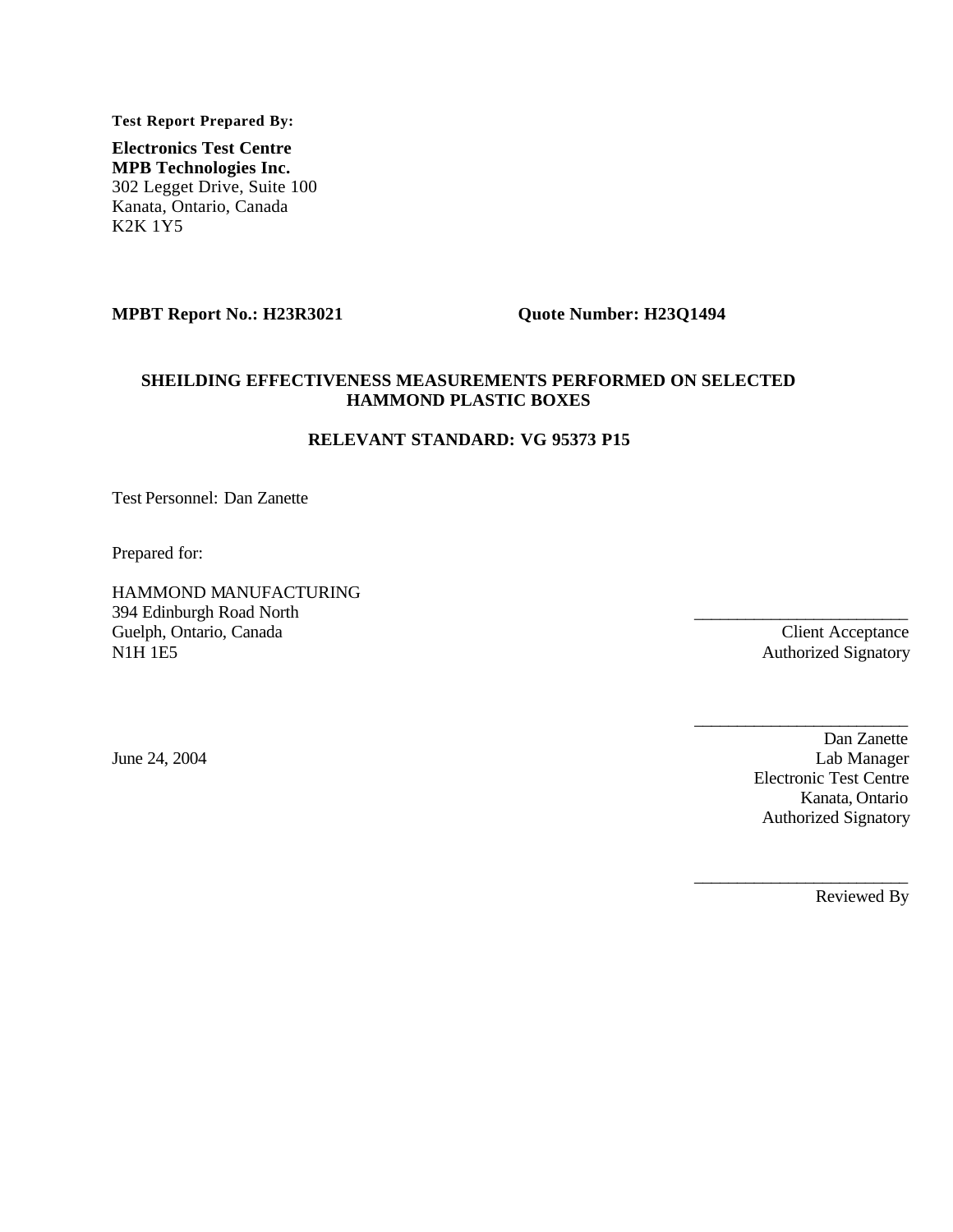**Test Report Prepared By:**

**Electronics Test Centre**
**MPB Technologies Inc.**
302 Legget Drive, Suite 100
Kanata, Ontario, Canada
K2K 1Y5

**MPBT Report No.: H23R3021** **Quote Number: H23Q1494**

## SHEILDING EFFECTIVENESS MEASUREMENTS PERFORMED ON SELECTED HAMMOND PLASTIC BOXES

### RELEVANT STANDARD: VG 95373 P15

Test Personnel: Dan Zanette

Prepared for:

HAMMOND MANUFACTURING
394 Edinburgh Road North
Guelph, Ontario, Canada
N1H 1E5

\_\_\_\_\_\_\_\_\_\_\_\_\_\_\_\_\_\_\_\_\_\_\_\_
Client Acceptance
Authorized Signatory

June 24, 2004

\_\_\_\_\_\_\_\_\_\_\_\_\_\_\_\_\_\_\_\_\_\_\_\_
Dan Zanette
Lab Manager
Electronic Test Centre
Kanata, Ontario
Authorized Signatory

\_\_\_\_\_\_\_\_\_\_\_\_\_\_\_\_\_\_\_\_\_\_\_\_
Reviewed By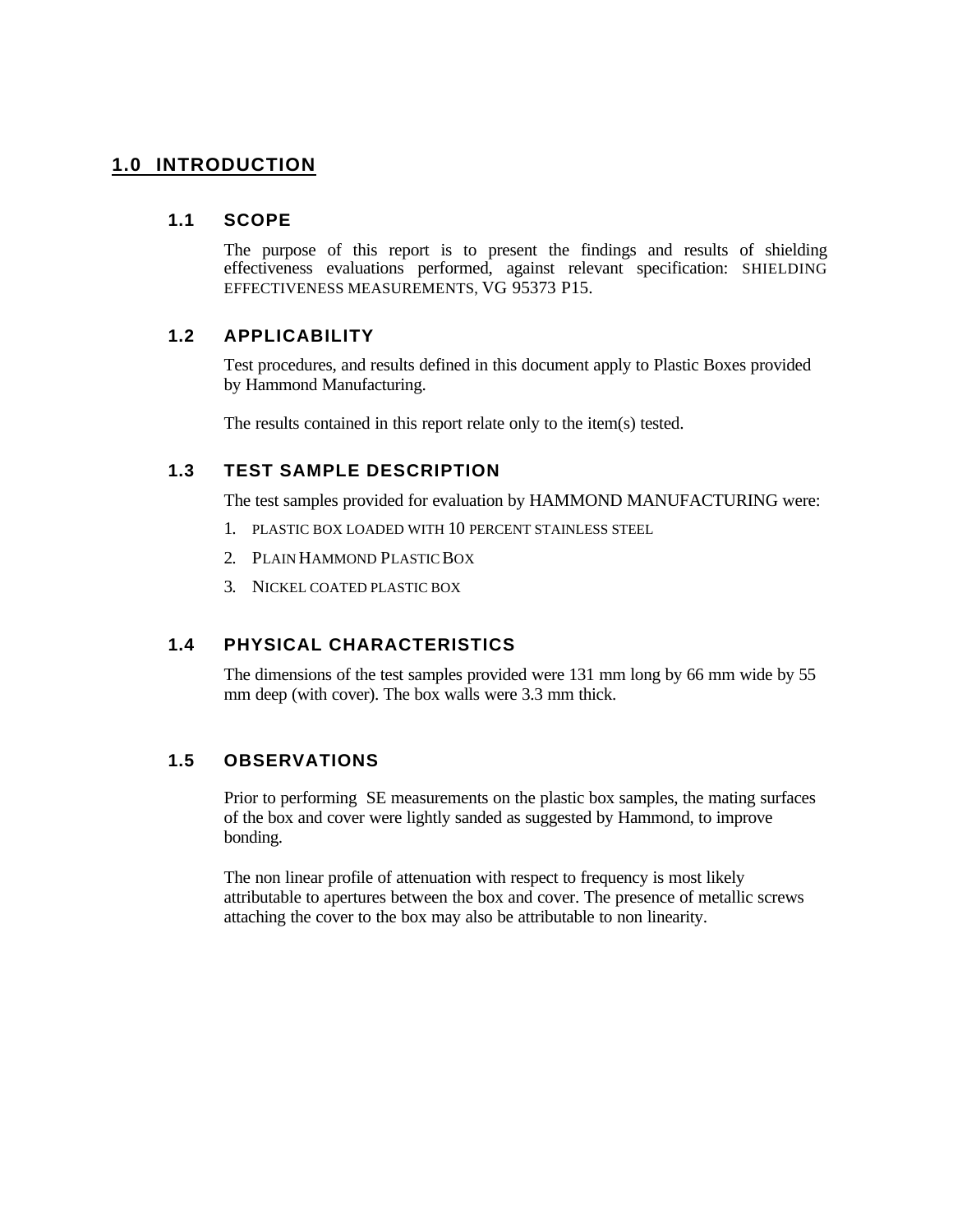# 1.0 INTRODUCTION

## 1.1 SCOPE

The purpose of this report is to present the findings and results of shielding effectiveness evaluations performed, against relevant specification: SHIELDING EFFECTIVENESS MEASUREMENTS, VG 95373 P15.

## 1.2 APPLICABILITY

Test procedures, and results defined in this document apply to Plastic Boxes provided by Hammond Manufacturing.

The results contained in this report relate only to the item(s) tested.

## 1.3 TEST SAMPLE DESCRIPTION

The test samples provided for evaluation by HAMMOND MANUFACTURING were:

1. PLASTIC BOX LOADED WITH 10 PERCENT STAINLESS STEEL
2. PLAIN HAMMOND PLASTIC BOX
3. NICKEL COATED PLASTIC BOX

## 1.4 PHYSICAL CHARACTERISTICS

The dimensions of the test samples provided were 131 mm long by 66 mm wide by 55 mm deep (with cover). The box walls were 3.3 mm thick.

## 1.5 OBSERVATIONS

Prior to performing SE measurements on the plastic box samples, the mating surfaces of the box and cover were lightly sanded as suggested by Hammond, to improve bonding.

The non linear profile of attenuation with respect to frequency is most likely attributable to apertures between the box and cover. The presence of metallic screws attaching the cover to the box may also be attributable to non linearity.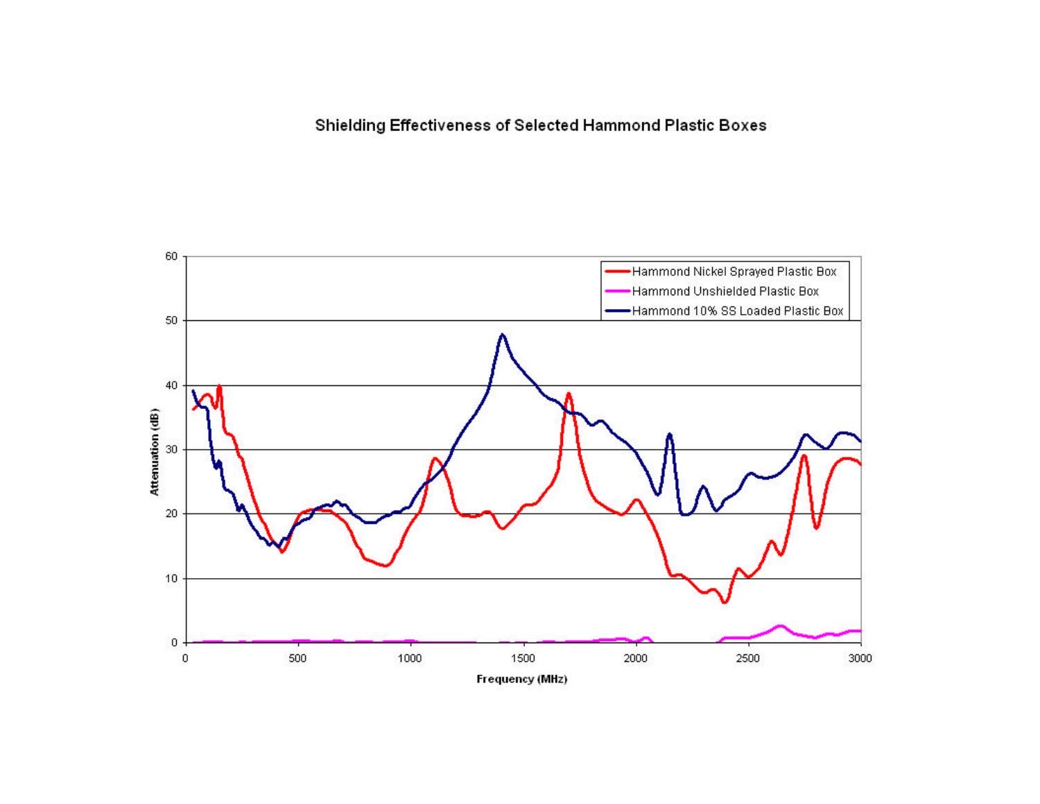# Shielding Effectiveness of Selected Hammond Plastic Boxes

- Hammond Nickel Sprayed Plastic Box
- Hammond Unshielded Plastic Box
- Hammond 10% SS Loaded Plastic Box

Attenuation (dB)

Frequency (MHz)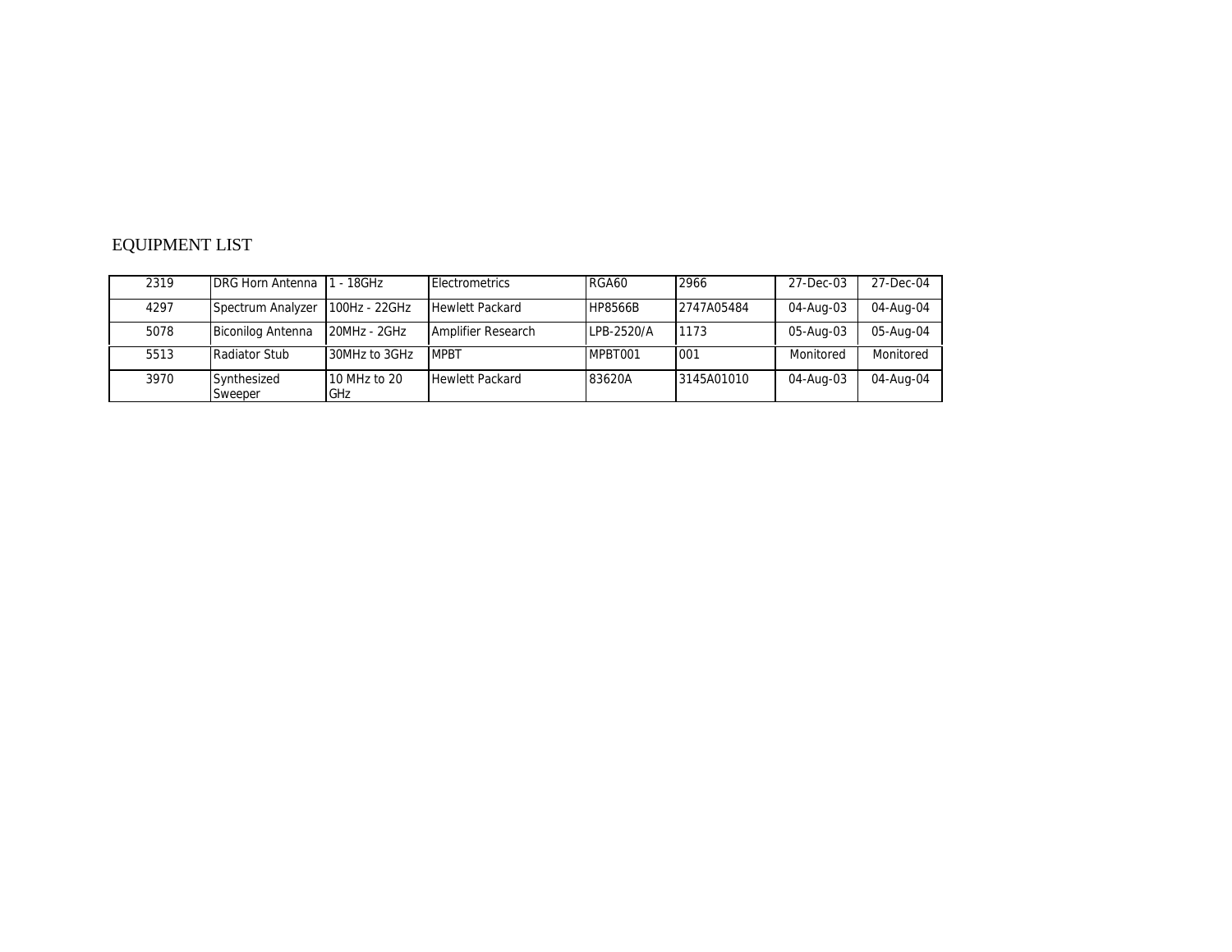EQUIPMENT LIST

| | | | | | | | |
|---|---|---|---|---|---|---|---|
| 2319 | DRG Horn Antenna | 1 - 18GHz | Electrometrics | RGA60 | 2966 | 27-Dec-03 | 27-Dec-04 |
| 4297 | Spectrum Analyzer | 100Hz - 22GHz | Hewlett Packard | HP8566B | 2747A05484 | 04-Aug-03 | 04-Aug-04 |
| 5078 | Biconilog Antenna | 20MHz - 2GHz | Amplifier Research | LPB-2520/A | 1173 | 05-Aug-03 | 05-Aug-04 |
| 5513 | Radiator Stub | 30MHz to 3GHz | MPBT | MPBT001 | 001 | Monitored | Monitored |
| 3970 | Synthesized Sweeper | 10 MHz to 20 GHz | Hewlett Packard | 83620A | 3145A01010 | 04-Aug-03 | 04-Aug-04 |